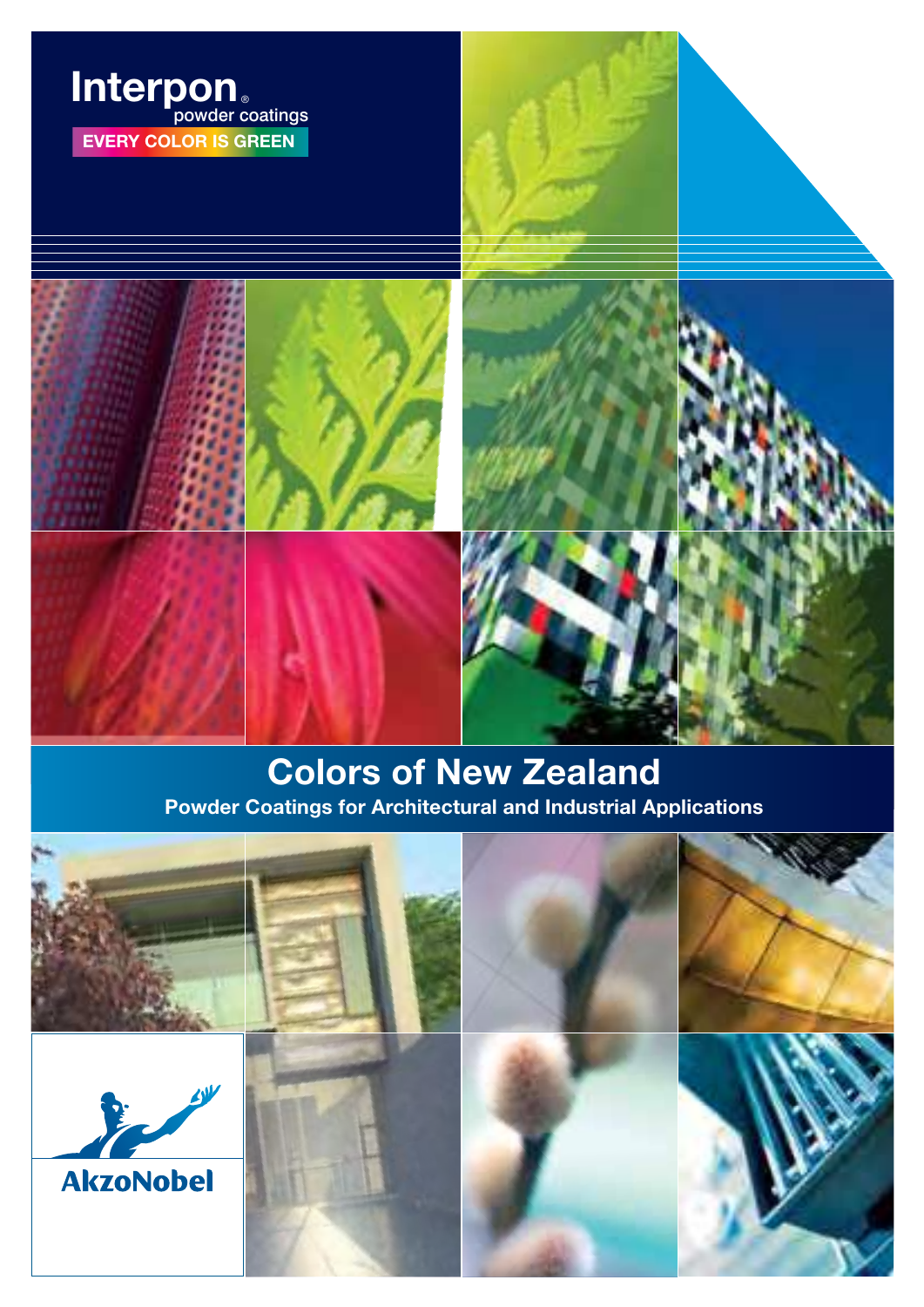Interpon® powder coatings

EVERY COLOR IS GREEN

# Colors of New Zealand

## Powder Coatings for Architectural and Industrial Applications

AkzoNobel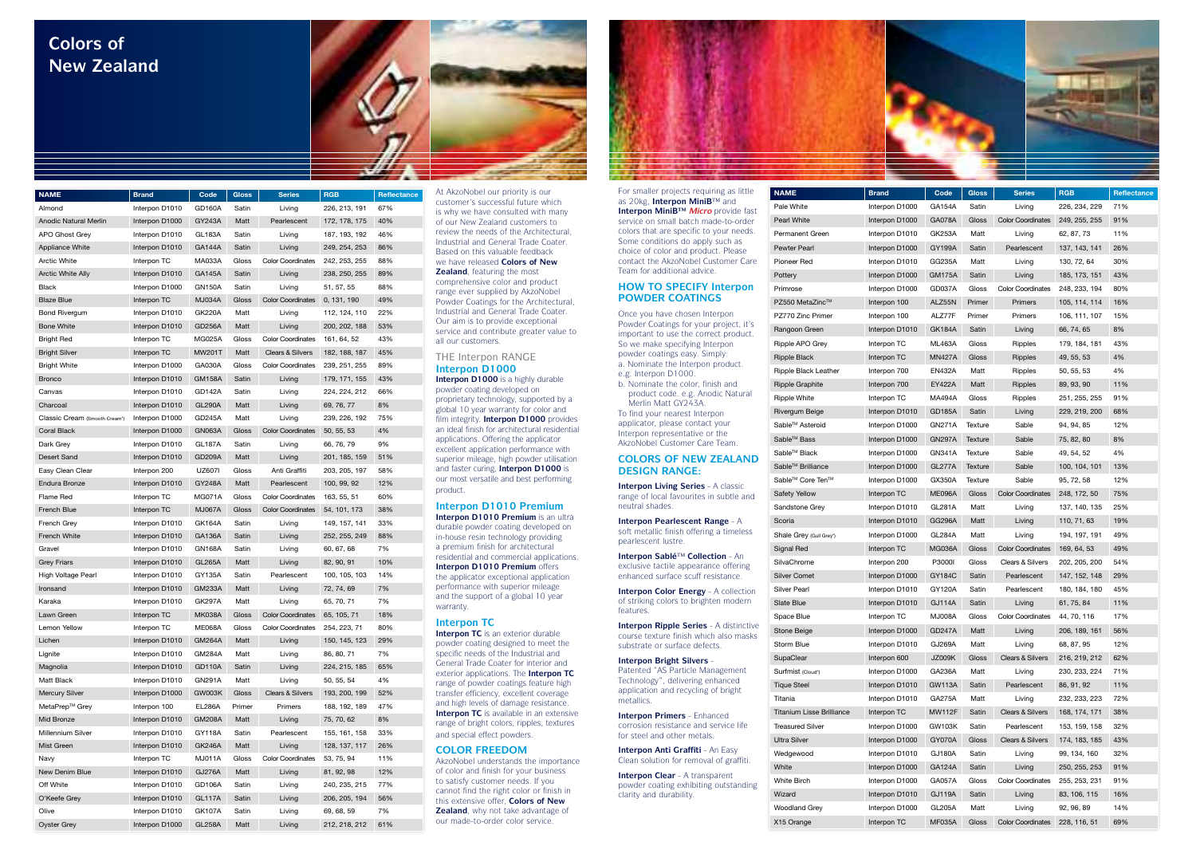# Colors of New Zealand

| NAME | Brand | Code | Gloss | Series | RGB | Reflectance |
|---|---|---|---|---|---|---|
| Almond | Interpon D1010 | GD160A | Satin | Living | 226, 213, 191 | 67% |
| Anodic Natural Merlin | Interpon D1000 | GY243A | Matt | Pearlescent | 172, 178, 175 | 40% |
| APO Ghost Grey | Interpon D1010 | GL183A | Satin | Living | 187, 193, 192 | 46% |
| Appliance White | Interpon D1010 | GA144A | Satin | Living | 249, 254, 253 | 86% |
| Arctic White | Interpon TC | MA033A | Gloss | Color Coordinates | 242, 253, 255 | 88% |
| Arctic White Ally | Interpon D1010 | GA145A | Satin | Living | 238, 250, 255 | 89% |
| Black | Interpon D1000 | GN150A | Satin | Living | 51, 57, 55 | 88% |
| Blaze Blue | Interpon TC | MJ034A | Gloss | Color Coordinates | 0, 131, 190 | 49% |
| Bond Rivergum | Interpon D1010 | GK220A | Matt | Living | 112, 124, 110 | 22% |
| Bone White | Interpon D1010 | GD256A | Matt | Living | 200, 202, 188 | 53% |
| Bright Red | Interpon TC | MG025A | Gloss | Color Coordinates | 161, 64, 52 | 43% |
| Bright Silver | Interpon TC | MW201T | Matt | Clears & Silvers | 182, 188, 187 | 45% |
| Bright White | Interpon D1000 | GA030A | Gloss | Color Coordinates | 239, 251, 255 | 89% |
| Bronco | Interpon D1010 | GM158A | Satin | Living | 179, 171, 155 | 43% |
| Canvas | Interpon D1010 | GD142A | Satin | Living | 224, 224, 212 | 66% |
| Charcoal | Interpon D1010 | GL290A | Matt | Living | 69, 76, 77 | 8% |
| Classic Cream (Smooth Cream®) | Interpon D1000 | GD245A | Matt | Living | 239, 226, 192 | 75% |
| Coral Black | Interpon D1000 | GN063A | Gloss | Color Coordinates | 50, 55, 53 | 4% |
| Dark Grey | Interpon D1010 | GL187A | Satin | Living | 66, 76, 79 | 9% |
| Desert Sand | Interpon D1010 | GD209A | Matt | Living | 201, 185, 159 | 51% |
| Easy Clean Clear | Interpon 200 | UZ607I | Gloss | Anti Graffiti | 203, 205, 197 | 58% |
| Endura Bronze | Interpon D1010 | GY248A | Matt | Pearlescent | 100, 99, 92 | 12% |
| Flame Red | Interpon TC | MG071A | Gloss | Color Coordinates | 163, 55, 51 | 60% |
| French Blue | Interpon TC | MJ067A | Gloss | Color Coordinates | 54, 101, 173 | 38% |
| French Grey | Interpon D1010 | GK164A | Satin | Living | 149, 157, 141 | 33% |
| French White | Interpon D1010 | GA136A | Satin | Living | 252, 255, 249 | 88% |
| Gravel | Interpon D1010 | GN168A | Satin | Living | 60, 67, 68 | 7% |
| Grey Friars | Interpon D1010 | GL265A | Matt | Living | 82, 90, 91 | 10% |
| High Voltage Pearl | Interpon D1010 | GY135A | Satin | Pearlescent | 100, 105, 103 | 14% |
| Ironsand | Interpon D1010 | GM233A | Matt | Living | 72, 74, 69 | 7% |
| Karaka | Interpon D1010 | GK297A | Matt | Living | 65, 70, 71 | 7% |
| Lawn Green | Interpon TC | MK038A | Gloss | Color Coordinates | 65, 105, 71 | 18% |
| Lemon Yellow | Interpon TC | ME068A | Gloss | Color Coordinates | 254, 223, 71 | 80% |
| Lichen | Interpon D1010 | GM264A | Matt | Living | 150, 145, 123 | 29% |
| Lignite | Interpon D1010 | GM284A | Matt | Living | 86, 80, 71 | 7% |
| Magnolia | Interpon D1010 | GD110A | Satin | Living | 224, 215, 185 | 65% |
| Matt Black | Interpon D1010 | GN291A | Matt | Living | 50, 55, 54 | 4% |
| Mercury Silver | Interpon D1000 | GW003K | Gloss | Clears & Silvers | 193, 200, 199 | 52% |
| MetaPrep™ Grey | Interpon 100 | EL286A | Primer | Primers | 188, 192, 189 | 47% |
| Mid Bronze | Interpon D1010 | GM208A | Matt | Living | 75, 70, 62 | 8% |
| Millennium Silver | Interpon D1010 | GY118A | Satin | Pearlescent | 155, 161, 158 | 33% |
| Mist Green | Interpon D1010 | GK246A | Matt | Living | 128, 137, 117 | 26% |
| Navy | Interpon TC | MJ011A | Gloss | Color Coordinates | 53, 75, 94 | 11% |
| New Denim Blue | Interpon D1010 | GJ276A | Matt | Living | 81, 92, 98 | 12% |
| Off White | Interpon D1010 | GD106A | Satin | Living | 240, 235, 215 | 77% |
| O'Keefe Grey | Interpon D1010 | GL117A | Satin | Living | 206, 205, 194 | 56% |
| Olive | Interpon D1010 | GK107A | Satin | Living | 69, 68, 59 | 7% |
| Oyster Grey | Interpon D1000 | GL258A | Matt | Living | 212, 218, 212 | 61% |
| Pale White | Interpon D1000 | GA154A | Satin | Living | 226, 234, 229 | 71% |
| Pearl White | Interpon D1000 | GA078A | Gloss | Color Coordinates | 249, 255, 255 | 91% |
| Permanent Green | Interpon D1010 | GK253A | Matt | Living | 62, 87, 73 | 11% |
| Pewter Pearl | Interpon D1000 | GY199A | Satin | Pearlescent | 137, 143, 141 | 26% |
| Pioneer Red | Interpon D1010 | GG235A | Matt | Living | 130, 72, 64 | 30% |
| Pottery | Interpon D1000 | GM175A | Satin | Living | 185, 173, 151 | 43% |
| Primrose | Interpon D1000 | GD037A | Gloss | Color Coordinates | 248, 233, 194 | 80% |
| PZ550 MetaZinc™ | Interpon 100 | ALZ55N | Primer | Primers | 105, 114, 114 | 16% |
| PZ770 Zinc Primer | Interpon 100 | ALZ77F | Primer | Primers | 106, 111, 107 | 15% |
| Rangoon Green | Interpon D1010 | GK184A | Satin | Living | 66, 74, 65 | 8% |
| Ripple APO Grey | Interpon TC | ML463A | Gloss | Ripples | 179, 184, 181 | 43% |
| Ripple Black | Interpon TC | MN427A | Gloss | Ripples | 49, 55, 53 | 4% |
| Ripple Black Leather | Interpon 700 | EN432A | Matt | Ripples | 50, 55, 53 | 4% |
| Ripple Graphite | Interpon 700 | EY422A | Matt | Ripples | 89, 93, 90 | 11% |
| Ripple White | Interpon TC | MA494A | Gloss | Ripples | 251, 255, 255 | 91% |
| Rivergum Beige | Interpon D1010 | GD185A | Satin | Living | 229, 219, 200 | 68% |
| Sable™ Asteroid | Interpon D1000 | GN271A | Texture | Sable | 94, 94, 85 | 12% |
| Sable™ Bass | Interpon D1000 | GN297A | Texture | Sable | 75, 82, 80 | 8% |
| Sable™ Black | Interpon D1000 | GN341A | Texture | Sable | 49, 54, 52 | 4% |
| Sable™ Brilliance | Interpon D1000 | GL277A | Texture | Sable | 100, 104, 101 | 13% |
| Sable™ Core Ten™ | Interpon D1000 | GX350A | Texture | Sable | 95, 72, 58 | 12% |
| Safety Yellow | Interpon TC | ME096A | Gloss | Color Coordinates | 248, 172, 50 | 75% |
| Sandstone Grey | Interpon D1010 | GL281A | Matt | Living | 137, 140, 135 | 25% |
| Scoria | Interpon D1010 | GG296A | Matt | Living | 110, 71, 63 | 19% |
| Shale Grey (Gull Grey®) | Interpon D1000 | GL284A | Matt | Living | 194, 197, 191 | 49% |
| Signal Red | Interpon TC | MG036A | Gloss | Color Coordinates | 169, 64, 53 | 49% |
| SilvaChrome | Interpon 200 | P3000I | Gloss | Clears & Silvers | 202, 205, 200 | 54% |
| Silver Comet | Interpon D1000 | GY184C | Satin | Pearlescent | 147, 152, 148 | 29% |
| Silver Pearl | Interpon D1010 | GY120A | Satin | Pearlescent | 180, 184, 180 | 45% |
| Slate Blue | Interpon D1010 | GJ114A | Satin | Living | 61, 75, 84 | 11% |
| Space Blue | Interpon TC | MJ008A | Gloss | Color Coordinates | 44, 70, 116 | 17% |
| Stone Beige | Interpon D1000 | GD247A | Matt | Living | 206, 189, 161 | 56% |
| Storm Blue | Interpon D1010 | GJ269A | Matt | Living | 68, 87, 95 | 12% |
| SupaClear | Interpon 600 | JZ009K | Gloss | Clears & Silvers | 216, 219, 212 | 62% |
| Surfmist (Cloud®) | Interpon D1000 | GA236A | Matt | Living | 230, 233, 224 | 71% |
| Tique Steel | Interpon D1010 | GW113A | Satin | Pearlescent | 86, 91, 92 | 11% |
| Titania | Interpon D1010 | GA275A | Matt | Living | 232, 233, 223 | 72% |
| Titanium Lisse Brilliance | Interpon TC | MW112F | Satin | Clears & Silvers | 168, 174, 171 | 38% |
| Treasured Silver | Interpon D1000 | GW103K | Satin | Pearlescent | 153, 159, 158 | 32% |
| Ultra Silver | Interpon D1000 | GY070A | Gloss | Clears & Silvers | 174, 183, 185 | 43% |
| Wedgewood | Interpon D1010 | GJ180A | Satin | Living | 99, 134, 160 | 32% |
| White | Interpon D1000 | GA124A | Satin | Living | 250, 255, 253 | 91% |
| White Birch | Interpon D1000 | GA057A | Gloss | Color Coordinates | 255, 253, 231 | 91% |
| Wizard | Interpon D1010 | GJ119A | Satin | Living | 83, 106, 115 | 16% |
| Woodland Grey | Interpon D1000 | GL205A | Matt | Living | 92, 96, 89 | 14% |
| X15 Orange | Interpon TC | MF035A | Gloss | Color Coordinates | 228, 116, 51 | 69% |

At AkzoNobel our priority is our customer's successful future which is why we have consulted with many of our New Zealand customers to review the needs of the Architectural, Industrial and General Trade Coater. Based on this valuable feedback we have released **Colors of New Zealand**, featuring the most comprehensive color and product range ever supplied by AkzoNobel Powder Coatings for the Architectural, Industrial and General Trade Coater. Our aim is to provide exceptional service and contribute greater value to all our customers.

## THE Interpon RANGE

### Interpon D1000

**Interpon D1000** is a highly durable powder coating developed on proprietary technology, supported by a global 10 year warranty for color and film integrity. **Interpon D1000** provides an ideal finish for architectural residential applications. Offering the applicator excellent application performance with superior mileage, high powder utilisation and faster curing, **Interpon D1000** is our most versatile and best performing product.

### Interpon D1010 Premium

**Interpon D1010 Premium** is an ultra durable powder coating developed on in-house resin technology providing a premium finish for architectural residential and commercial applications. **Interpon D1010 Premium** offers the applicator exceptional application performance with superior mileage and the support of a global 10 year warranty.

### Interpon TC

**Interpon TC** is an exterior durable powder coating designed to meet the specific needs of the Industrial and General Trade Coater for interior and exterior applications. The **Interpon TC** range of powder coatings feature high transfer efficiency, excellent coverage and high levels of damage resistance. **Interpon TC** is available in an extensive range of bright colors, ripples, textures and special effect powders.

### COLOR FREEDOM

AkzoNobel understands the importance of color and finish for your business to satisfy customer needs. If you cannot find the right color or finish in this extensive offer, **Colors of New Zealand**, why not take advantage of our made-to-order color service.

For smaller projects requiring as little as 20kg, **Interpon MiniB™** and **Interpon MiniB™ *Micro*** provide fast service on small batch made-to-order colors that are specific to your needs. Some conditions do apply such as choice of color and product. Please contact the AkzoNobel Customer Care Team for additional advice.

## HOW TO SPECIFY Interpon POWDER COATINGS

Once you have chosen Interpon Powder Coatings for your project, it's important to use the correct product. So we make specifying Interpon powder coatings easy. Simply:

a. Nominate the Interpon product. e.g. Interpon D1000.

b. Nominate the color, finish and product code. e.g. Anodic Natural Merlin Matt GY243A.

To find your nearest Interpon applicator, please contact your Interpon representative or the AkzoNobel Customer Care Team.

## COLORS OF NEW ZEALAND DESIGN RANGE:

**Interpon Living Series** - A classic range of local favourites in subtle and neutral shades.

**Interpon Pearlescent Range** - A soft metallic finish offering a timeless pearlescent lustre.

**Interpon Sablé™ Collection** - An exclusive tactile appearance offering enhanced surface scuff resistance.

**Interpon Color Energy** - A collection of striking colors to brighten modern features.

**Interpon Ripple Series** - A distinctive course texture finish which also masks substrate or surface defects.

**Interpon Bright Silvers** - Patented "AS Particle Management Technology", delivering enhanced application and recycling of bright metallics.

**Interpon Primers** - Enhanced corrosion resistance and service life for steel and other metals.

**Interpon Anti Graffiti** - An Easy Clean solution for removal of graffiti.

**Interpon Clear** - A transparent powder coating exhibiting outstanding clarity and durability.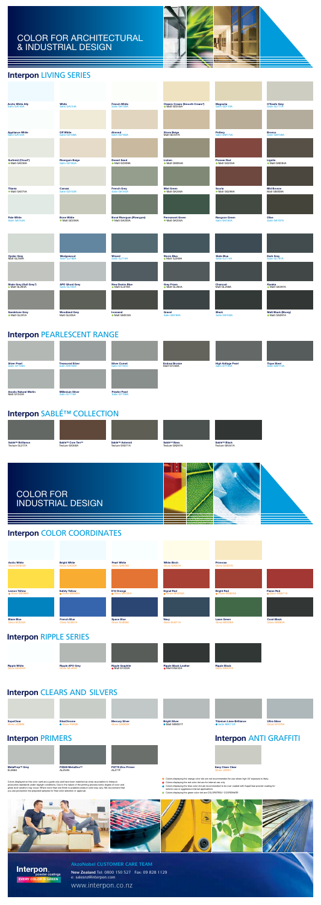# COLOR FOR ARCHITECTURAL & INDUSTRIAL DESIGN

## Interpon LIVING SERIES

| | | | | | |
|---|---|---|---|---|---|
| Arctic White Ally Satin GA110A | White Satin GA131A | French White Satin GA136A | Classic Cream (Smooth Cream) Matt GD284A | Magnolia Satin GA113A | O'Keefe Grey Satin GL117A |
| Appliance White Satin GA114A | Off White Satin GA108A | Almond Satin GD146A | Stone Beige Matt GD247A | Pottery Satin GM174A | Bronco Satin GM159A |
| Surfmist (Cloud) Matt GA236A | Rivergum Beige Satin GD180A | Desert Sand Matt GD209A | Lichen Matt GM264A | Pioneer Red Matt GG233A | Lignite Matt GM284A |
| Titania Matt GA079A | Canvas Satin GD143A | French Grey Satin GK185A | Mist Green Matt GK268A | Scoria Matt GG286A | Mid Bronze Matt GM206A |
| Pale White Satin GA164A | Stone White Matt GD258A | Bond Riverguum (Riverguam) Matt GK220A | Permanent Green Matt GK235A | Rangoon Green Satin GK193A | Olive Satin GK150A |
| Oyster Grey Matt GL256A | Wedgewood Satin GJ182A | Wizard Satin GJ118A | Storm Blue Matt GJ269A | Slate Blue Satin GJ114A | Dark Grey Satin GL187A |
| Shale Grey (Gull Grey) Matt GL263A | APO Ghost Grey Satin GL153A | New Denim Blue Matt GJ276A | Grey Friars Matt GL265A | Charcoal Matt GL248A | Karaka Matt GK297A |
| Sandstone Grey Matt GL281A | Woodland Grey Matt GL255A | Ironsand Matt GM233A | Gravel Satin GM188A | Black Satin GN108A | Matt Black (Ebony) Matt GN257A |

## Interpon PEARLESCENT RANGE

| | | | | | |
|---|---|---|---|---|---|
| Silver Pearl Satin GY122A | Treasured Silver Satin GM150A | Silver Comet Satin GY183A | Endura Bronze Matt GY248A | High Voltage Pearl Satin GY125A | Tique Steel Satin GM171A |
| Anodic Natural Merlin Matt GY243A | Millenium Silver Satin GY118A | Pewter Pearl Satin GY196A | | | |

## Interpon SABLÉ™ COLLECTION

| | | | | |
|---|---|---|---|---|
| Sablé™ Brilliance Texture GL277A | Sablé™ Core Ten™ Texture GG358A | Sablé™ Asteroid Texture GN277A | Sablé™ Base Texture GN297A | Sablé™ Black Texture GN341A |

# COLOR FOR INDUSTRIAL DESIGN

## Interpon COLOR COORDINATES

| | | | | | |
|---|---|---|---|---|---|
| Arctic White Gloss MA033A | Bright White Gloss QA036A | Pearl White Gloss QA078A | White Birch Gloss QA051A | Primrose Gloss QD287A | |
| Lemon Yellow Gloss MS033A | Safety Yellow Gloss MS093A | X15 Orange Gloss MG105A | Signal Red Gloss MG206A | Bright Red Gloss MG031A | Flame Red Gloss MG071A |
| Blaze Blue Gloss MJ265A | French Blue Gloss MJ201A | Space Blue Gloss MJ036A | Navy Gloss MJ071A | Lawn Green Gloss MK048A | Coal Black Gloss QN083A |

## Interpon RIPPLE SERIES

| | | | | |
|---|---|---|---|---|
| Ripple White Gloss MA030A | Ripple APO Grey Gloss ML403A | Ripple Graphite Matt EY223A | Ripple Black Leather Matt EN032A | Ripple Black Gloss EN037A |

## Interpon CLEARS AND SILVERS

| | | | | | |
|---|---|---|---|---|---|
| SupaClear Gloss AT201A | SilvaChrome Gloss ET024B | Mercury Silver Gloss GY001A | Bright Silver Matt MY001T | Titanium Lime Brilliance Satin MY112A | Ultra Silver Gloss GY231A |

## Interpon PRIMERS

| | | |
|---|---|---|
| MetaProxy™ Grey EL266A | PZ800 MetaZinc™ ALZ54N | PZ770 Zinc Primer ALZ71F |

## Interpon ANTI GRAFFITI

Easy Clean Clear Gloss AT901

Colors displayed on this color card are a guide only and have been matched as close as possible to Interpon production standards under daylight conditions. Due to the nature of the printing process some degree of color and gloss level variation may occur. Where more than one finish is available product color may vary. We recommend that you use production line prepared samples for final color selection or approval.

- Colors displaying the orange color dot are not recommended for use where high UV exposure is likely.
- Colors displaying the red color dot are for internal use only.
- Colors displaying the blue color dot are recommended to be over coated with SupaClear powder coating for exterior use or aggressive internal applications.
- Colors displaying the green color dot are COLORSTEEL® COORDINATE

**Interpon** powder coatings EVERY COLOR IS GREEN

**AkzoNobel CUSTOMER CARE TEAM**

**New Zealand** Tel: 0800 150 527 Fax: 09 828 1129

e: salesnz@interpon.com

www.interpon.co.nz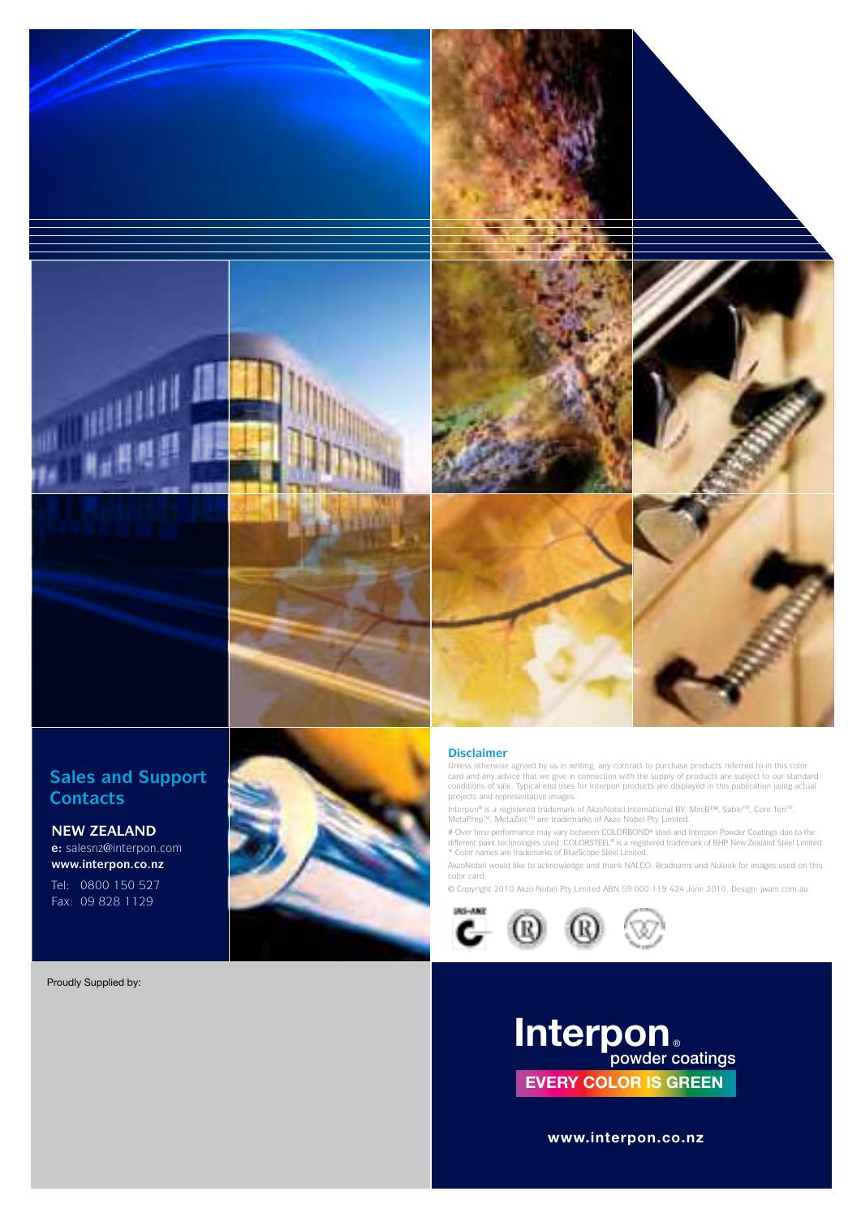## Sales and Support Contacts

**NEW ZEALAND**

**e:** salesnz@interpon.com
**www.interpon.co.nz**

Tel: 0800 150 527
Fax: 09 828 1129

## Disclaimer

Unless otherwise agreed by us in writing, any contract to purchase products referred to in this color card and any advice that we give in connection with the supply of products are subject to our standard conditions of sale. Typical end uses for Interpon products are displayed in this publication using actual projects and representative images.

Interpon® is a registered trademark of AkzoNobel International BV. MiniB™, Sable™, Core Ten™, MetaPrep™, MetaZinc™ are trademarks of Akzo Nobel Pty Limited.

# Over time performance may vary between COLORBOND® steel and Interpon Powder Coatings due to the different paint technologies used. COLORSTEEL® is a registered trademark of BHP New Zealand Steel Limited.
* Color names are trademarks of BlueScope Steel Limited.

AkzoNobel would like to acknowledge and thank NALCO, Bradnams and Nulook for images used on this color card.

© Copyright 2010 Akzo Nobel Pty Limited ABN 59 000 119 424 June 2010. Design: jwam.com.au

Proudly Supplied by:

Interpon® powder coatings

EVERY COLOR IS GREEN

**www.interpon.co.nz**